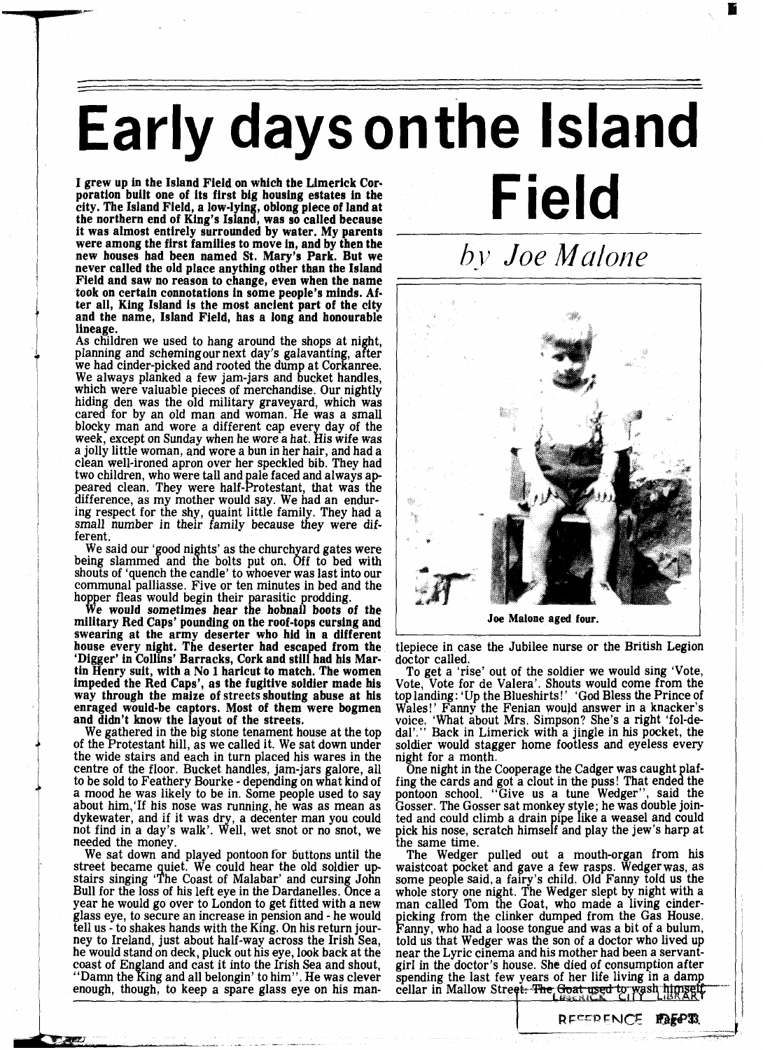# Early days on the Island Field

*by Joe Malone*

**I grew up in the Island Field on which the Limerick Corporation built one of its first big housing estates in the city. The Island Field, a low-lying, oblong piece of land at the northern end of King's Island, was so called because it was almost entirely surrounded by water. My parents were among the first families to move in, and by then the new houses had been named St. Mary's Park. But we never called the old place anything other than the Island Field and saw no reason to change, even when the name took on certain connotations in some people's minds. After all, King Island is the most ancient part of the city and the name, Island Field, has a long and honourable lineage.**

As children we used to hang around the shops at night, planning and scheming our next day's galavanting, after we had cinder-picked and rooted the dump at Corkanree. We always planked a few jam-jars and bucket handles, which were valuable pieces of merchandise. Our nightly hiding den was the old military graveyard, which was cared for by an old man and woman. He was a small blocky man and wore a different cap every day of the week, except on Sunday when he wore a hat. His wife was a jolly little woman, and wore a bun in her hair, and had a clean well-ironed apron over her speckled bib. They had two children, who were tall and pale faced and always appeared clean. They were half-Protestant, that was the difference, as my mother would say. We had an enduring respect for the shy, quaint little family. They had a small number in their family because they were different.

We said our 'good nights' as the churchyard gates were being slammed and the bolts put on. Off to bed with shouts of 'quench the candle' to whoever was last into our communal palliasse. Five or ten minutes in bed and the hopper fleas would begin their parasitic prodding.

**We would sometimes hear the hobnail boots of the military Red Caps' pounding on the roof-tops cursing and swearing at the army deserter who hid in a different house every night. The deserter had escaped from the 'Digger' in Collins' Barracks, Cork and still had his Martin Henry suit, with a No 1 haricut to match. The women impeded the Red Caps', as the fugitive soldier made his way through the maize of streets shouting abuse at his enraged would-be captors. Most of them were bogmen and didn't know the layout of the streets.**

We gathered in the big stone tenament house at the top of the Protestant hill, as we called it. We sat down under the wide stairs and each in turn placed his wares in the centre of the floor. Bucket handles, jam-jars galore, all to be sold to Feathery Bourke - depending on what kind of a mood he was likely to be in. Some people used to say about him,'If his nose was running, he was as mean as dykewater, and if it was dry, a decenter man you could not find in a day's walk'. Well, wet snot or no snot, we needed the money.

We sat down and played pontoon for buttons until the street became quiet. We could hear the old soldier upstairs singing 'The Coast of Malabar' and cursing John Bull for the loss of his left eye in the Dardanelles. Once a year he would go over to London to get fitted with a new glass eye, to secure an increase in pension and - he would tell us - to shakes hands with the King. On his return journey to Ireland, just about half-way across the Irish Sea, he would stand on deck, pluck out his eye, look back at the coast of England and cast it into the Irish Sea and shout, "Damn the King and all belongin' to him". He was clever enough, though, to keep a spare glass eye on his mantlepiece in case the Jubilee nurse or the British Legion doctor called.

Joe Malone aged four.

To get a 'rise' out of the soldier we would sing 'Vote, Vote, Vote for de Valera'. Shouts would come from the top landing: 'Up the Blueshirts!' 'God Bless the Prince of Wales!' Fanny the Fenian would answer in a knacker's voice. 'What about Mrs. Simpson? She's a right 'fol-de-dal'.'' Back in Limerick with a jingle in his pocket, the soldier would stagger home footless and eyeless every night for a month.

One night in the Cooperage the Cadger was caught plaffing the cards and got a clout in the puss! That ended the pontoon school. "Give us a tune Wedger", said the Gosser. The Gosser sat monkey style; he was double jointed and could climb a drain pipe like a weasel and could pick his nose, scratch himself and play the jew's harp at the same time.

The Wedger pulled out a mouth-organ from his waistcoat pocket and gave a few rasps. Wedger was, as some people said, a fairy's child. Old Fanny told us the whole story one night. The Wedger slept by night with a man called Tom the Goat, who made a living cinder-picking from the clinker dumped from the Gas House. Fanny, who had a loose tongue and was a bit of a bulum, told us that Wedger was the son of a doctor who lived up near the Lyric cinema and his mother had been a servant-girl in the doctor's house. She died of consumption after spending the last few years of her life living in a damp cellar in Mallow Street. ~~The Goat used to wash himself~~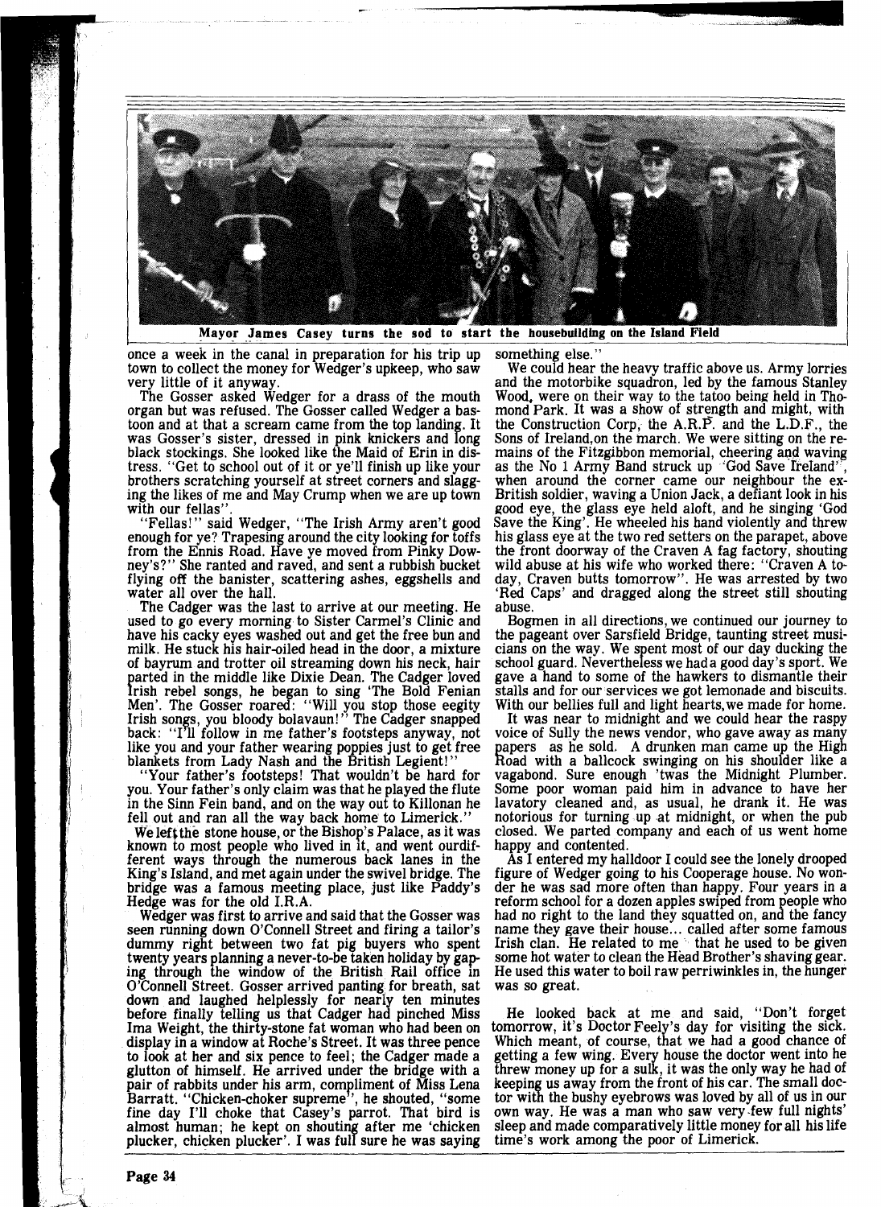Mayor James Casey turns the sod to start the housebuilding on the Island Field

once a week in the canal in preparation for his trip up town to collect the money for Wedger's upkeep, who saw very little of it anyway.

The Gosser asked Wedger for a drass of the mouth organ but was refused. The Gosser called Wedger a bastoon and at that a scream came from the top landing. It was Gosser's sister, dressed in pink knickers and long black stockings. She looked like the Maid of Erin in distress. "Get to school out of it or ye'll finish up like your brothers scratching yourself at street corners and slagging the likes of me and May Crump when we are up town with our fellas".

"Fellas!" said Wedger, "The Irish Army aren't good enough for ye? Trapesing around the city looking for toffs from the Ennis Road. Have ye moved from Pinky Downey's?" She ranted and raved, and sent a rubbish bucket flying off the banister, scattering ashes, eggshells and water all over the hall.

The Cadger was the last to arrive at our meeting. He used to go every morning to Sister Carmel's Clinic and have his cacky eyes washed out and get the free bun and milk. He stuck his hair-oiled head in the door, a mixture of bayrum and trotter oil streaming down his neck, hair parted in the middle like Dixie Dean. The Cadger loved Irish rebel songs, he began to sing 'The Bold Fenian Men'. The Gosser roared: "Will you stop those eegity Irish songs, you bloody bolavaun!" The Cadger snapped back: "I'll follow in me father's footsteps anyway, not like you and your father wearing poppies just to get free blankets from Lady Nash and the British Legient!"

"Your father's footsteps! That wouldn't be hard for you. Your father's only claim was that he played the flute in the Sinn Fein band, and on the way out to Killonan he fell out and ran all the way back home to Limerick."

We left the stone house, or the Bishop's Palace, as it was known to most people who lived in it, and went ourdifferent ways through the numerous back lanes in the King's Island, and met again under the swivel bridge. The bridge was a famous meeting place, just like Paddy's Hedge was for the old I.R.A.

Wedger was first to arrive and said that the Gosser was seen running down O'Connell Street and firing a tailor's dummy right between two fat pig buyers who spent twenty years planning a never-to-be taken holiday by gaping through the window of the British Rail office in O'Connell Street. Gosser arrived panting for breath, sat down and laughed helplessly for nearly ten minutes before finally telling us that Cadger had pinched Miss Ima Weight, the thirty-stone fat woman who had been on display in a window at Roche's Street. It was three pence to look at her and six pence to feel; the Cadger made a glutton of himself. He arrived under the bridge with a pair of rabbits under his arm, compliment of Miss Lena Barratt. "Chicken-choker supreme", he shouted, "some fine day I'll choke that Casey's parrot. That bird is almost human; he kept on shouting after me 'chicken plucker, chicken plucker'. I was full sure he was saying something else."

We could hear the heavy traffic above us. Army lorries and the motorbike squadron, led by the famous Stanley Wood, were on their way to the tatoo being held in Thomond Park. It was a show of strength and might, with the Construction Corp, the A.R.P. and the L.D.F., the Sons of Ireland,on the march. We were sitting on the remains of the Fitzgibbon memorial, cheering and waving as the No 1 Army Band struck up 'God Save Ireland', when around the corner came our neighbour the ex-British soldier, waving a Union Jack, a defiant look in his good eye, the glass eye held aloft, and he singing 'God Save the King'. He wheeled his hand violently and threw his glass eye at the two red setters on the parapet, above the front doorway of the Craven A fag factory, shouting wild abuse at his wife who worked there: "Craven A today, Craven butts tomorrow". He was arrested by two 'Red Caps' and dragged along the street still shouting abuse.

Bogmen in all directions, we continued our journey to the pageant over Sarsfield Bridge, taunting street musicians on the way. We spent most of our day ducking the school guard. Nevertheless we had a good day's sport. We gave a hand to some of the hawkers to dismantle their stalls and for our services we got lemonade and biscuits. With our bellies full and light hearts,we made for home.

It was near to midnight and we could hear the raspy voice of Sully the news vendor, who gave away as many papers as he sold. A drunken man came up the High Road with a ballcock swinging on his shoulder like a vagabond. Sure enough 'twas the Midnight Plumber. Some poor woman paid him in advance to have her lavatory cleaned and, as usual, he drank it. He was notorious for turning up at midnight, or when the pub closed. We parted company and each of us went home happy and contented.

As I entered my halldoor I could see the lonely drooped figure of Wedger going to his Cooperage house. No wonder he was sad more often than happy. Four years in a reform school for a dozen apples swiped from people who had no right to the land they squatted on, and the fancy name they gave their house... called after some famous Irish clan. He related to me that he used to be given some hot water to clean the Head Brother's shaving gear. He used this water to boil raw perriwinkles in, the hunger was so great.

He looked back at me and said, "Don't forget tomorrow, it's Doctor Feely's day for visiting the sick. Which meant, of course, that we had a good chance of getting a few wing. Every house the doctor went into he threw money up for a sulk, it was the only way he had of keeping us away from the front of his car. The small doctor with the bushy eyebrows was loved by all of us in our own way. He was a man who saw very few full nights' sleep and made comparatively little money for all his life time's work among the poor of Limerick.